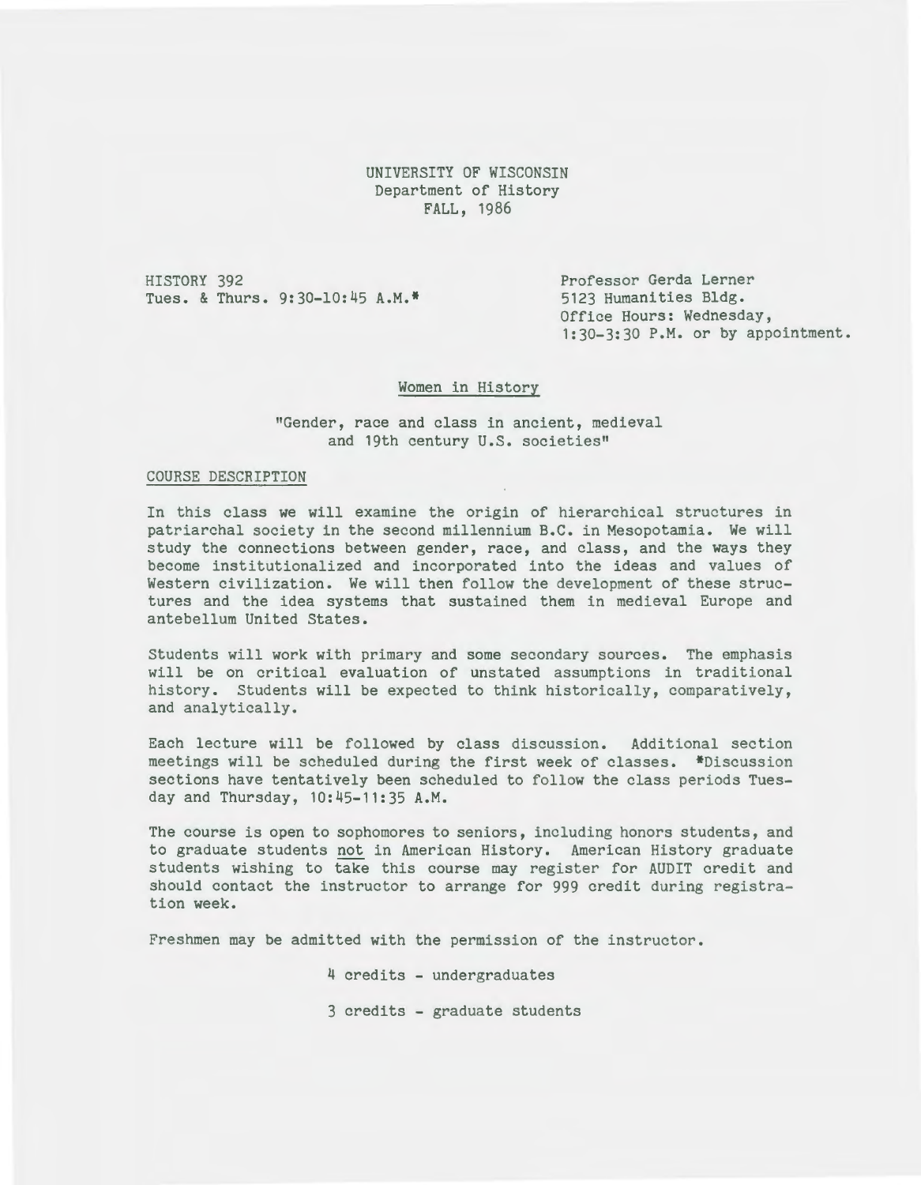UNIVERSITY OF WISCONSIN
Department of History
FALL, 1986

HISTORY 392
Tues. & Thurs. 9:30-10:45 A.M.*

Professor Gerda Lerner
5123 Humanities Bldg.
Office Hours: Wednesday,
1:30-3:30 P.M. or by appointment.

## Women in History

"Gender, race and class in ancient, medieval and 19th century U.S. societies"

### COURSE DESCRIPTION

In this class we will examine the origin of hierarchical structures in patriarchal society in the second millennium B.C. in Mesopotamia. We will study the connections between gender, race, and class, and the ways they become institutionalized and incorporated into the ideas and values of Western civilization. We will then follow the development of these structures and the idea systems that sustained them in medieval Europe and antebellum United States.

Students will work with primary and some secondary sources. The emphasis will be on critical evaluation of unstated assumptions in traditional history. Students will be expected to think historically, comparatively, and analytically.

Each lecture will be followed by class discussion. Additional section meetings will be scheduled during the first week of classes. *Discussion sections have tentatively been scheduled to follow the class periods Tuesday and Thursday, 10:45-11:35 A.M.

The course is open to sophomores to seniors, including honors students, and to graduate students not in American History. American History graduate students wishing to take this course may register for AUDIT credit and should contact the instructor to arrange for 999 credit during registration week.

Freshmen may be admitted with the permission of the instructor.

4 credits - undergraduates

3 credits - graduate students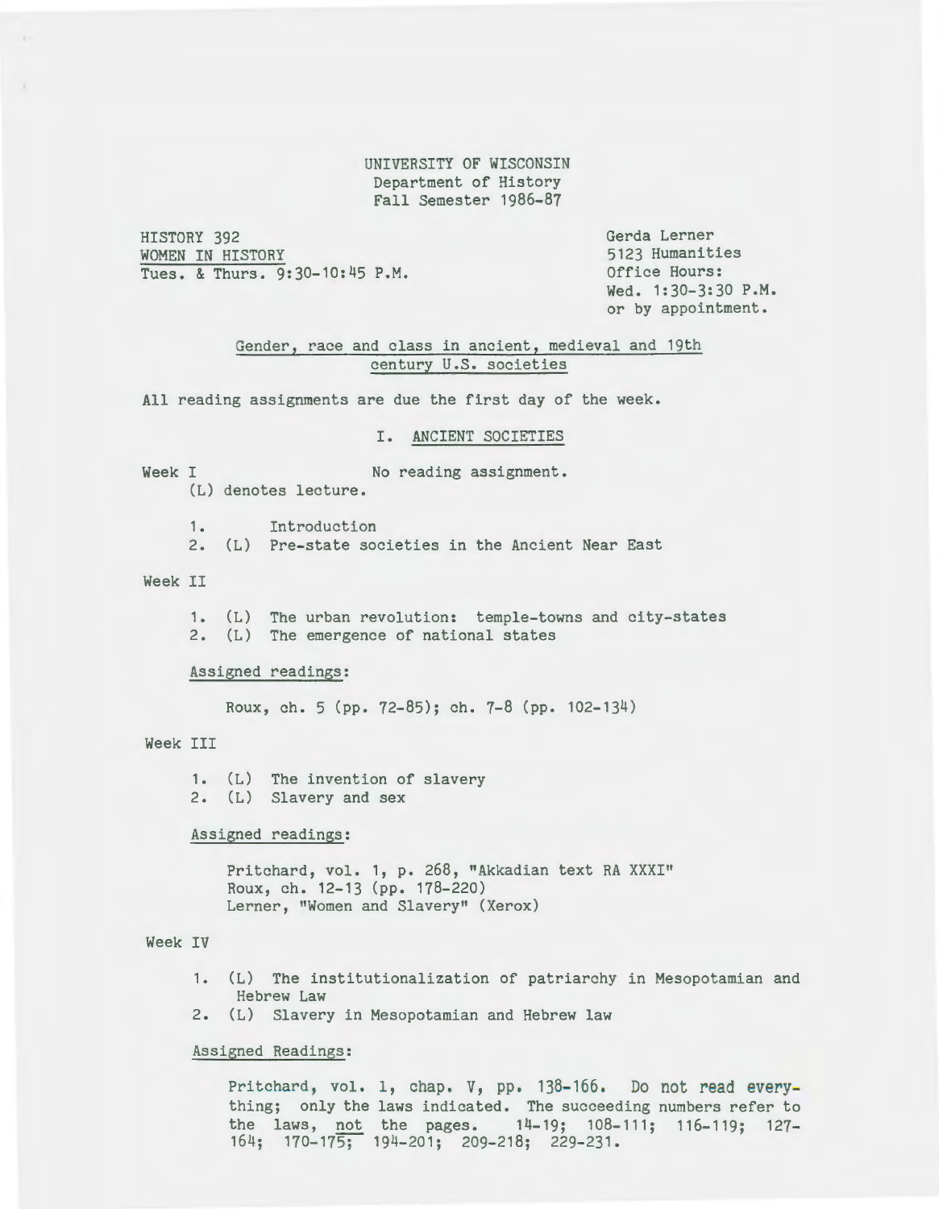UNIVERSITY OF WISCONSIN
Department of History
Fall Semester 1986-87

HISTORY 392
WOMEN IN HISTORY
Tues. & Thurs. 9:30-10:45 P.M.

Gerda Lerner
5123 Humanities
Office Hours:
Wed. 1:30-3:30 P.M.
or by appointment.

## Gender, race and class in ancient, medieval and 19th century U.S. societies

All reading assignments are due the first day of the week.

### I. ANCIENT SOCIETIES

Week I — No reading assignment.

(L) denotes lecture.

1. Introduction
2. (L) Pre-state societies in the Ancient Near East

Week II

1. (L) The urban revolution: temple-towns and city-states
2. (L) The emergence of national states

Assigned readings:

Roux, ch. 5 (pp. 72-85); ch. 7-8 (pp. 102-134)

Week III

1. (L) The invention of slavery
2. (L) Slavery and sex

Assigned readings:

Pritchard, vol. 1, p. 268, "Akkadian text RA XXXI"
Roux, ch. 12-13 (pp. 178-220)
Lerner, "Women and Slavery" (Xerox)

Week IV

1. (L) The institutionalization of patriarchy in Mesopotamian and Hebrew Law
2. (L) Slavery in Mesopotamian and Hebrew law

Assigned Readings:

Pritchard, vol. 1, chap. V, pp. 138-166. Do not read everything; only the laws indicated. The succeeding numbers refer to the laws, not the pages. 14-19; 108-111; 116-119; 127-164; 170-175; 194-201; 209-218; 229-231.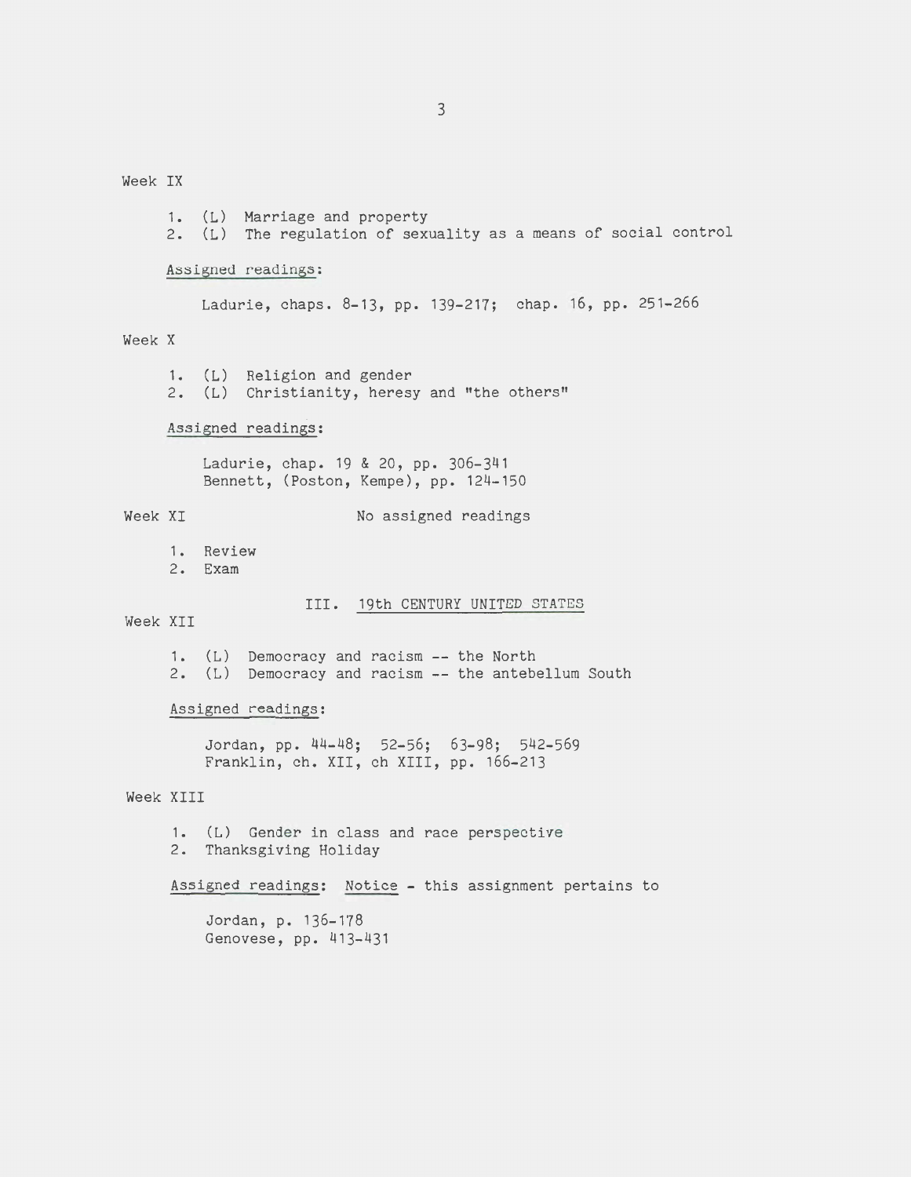Week IX

1. (L) Marriage and property
2. (L) The regulation of sexuality as a means of social control

Assigned readings:

Ladurie, chaps. 8-13, pp. 139-217; chap. 16, pp. 251-266

Week X

1. (L) Religion and gender
2. (L) Christianity, heresy and "the others"

Assigned readings:

Ladurie, chap. 19 & 20, pp. 306-341
Bennett, (Poston, Kempe), pp. 124-150

Week XI — No assigned readings

1. Review
2. Exam

## III. 19th CENTURY UNITED STATES

Week XII

1. (L) Democracy and racism -- the North
2. (L) Democracy and racism -- the antebellum South

Assigned readings:

Jordan, pp. 44-48; 52-56; 63-98; 542-569
Franklin, ch. XII, ch XIII, pp. 166-213

Week XIII

1. (L) Gender in class and race perspective
2. Thanksgiving Holiday

Assigned readings: Notice - this assignment pertains to

Jordan, p. 136-178
Genovese, pp. 413-431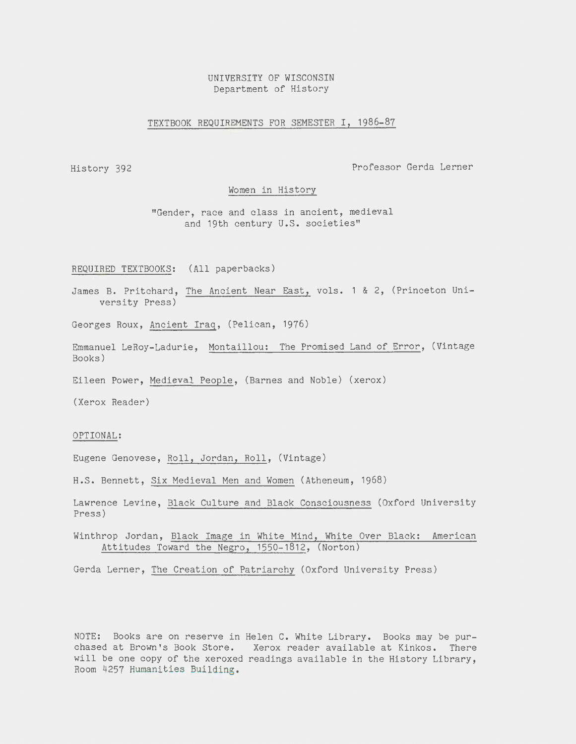UNIVERSITY OF WISCONSIN
Department of History

TEXTBOOK REQUIREMENTS FOR SEMESTER I, 1986-87

History 392 Professor Gerda Lerner

Women in History

"Gender, race and class in ancient, medieval and 19th century U.S. societies"

REQUIRED TEXTBOOKS: (All paperbacks)

James B. Pritchard, The Ancient Near East, vols. 1 & 2, (Princeton University Press)

Georges Roux, Ancient Iraq, (Pelican, 1976)

Emmanuel LeRoy-Ladurie, Montaillou: The Promised Land of Error, (Vintage Books)

Eileen Power, Medieval People, (Barnes and Noble) (xerox)

(Xerox Reader)

OPTIONAL:

Eugene Genovese, Roll, Jordan, Roll, (Vintage)

H.S. Bennett, Six Medieval Men and Women (Atheneum, 1968)

Lawrence Levine, Black Culture and Black Consciousness (Oxford University Press)

Winthrop Jordan, Black Image in White Mind, White Over Black: American Attitudes Toward the Negro, 1550-1812, (Norton)

Gerda Lerner, The Creation of Patriarchy (Oxford University Press)

NOTE: Books are on reserve in Helen C. White Library. Books may be purchased at Brown's Book Store. Xerox reader available at Kinkos. There will be one copy of the xeroxed readings available in the History Library, Room 4257 Humanities Building.